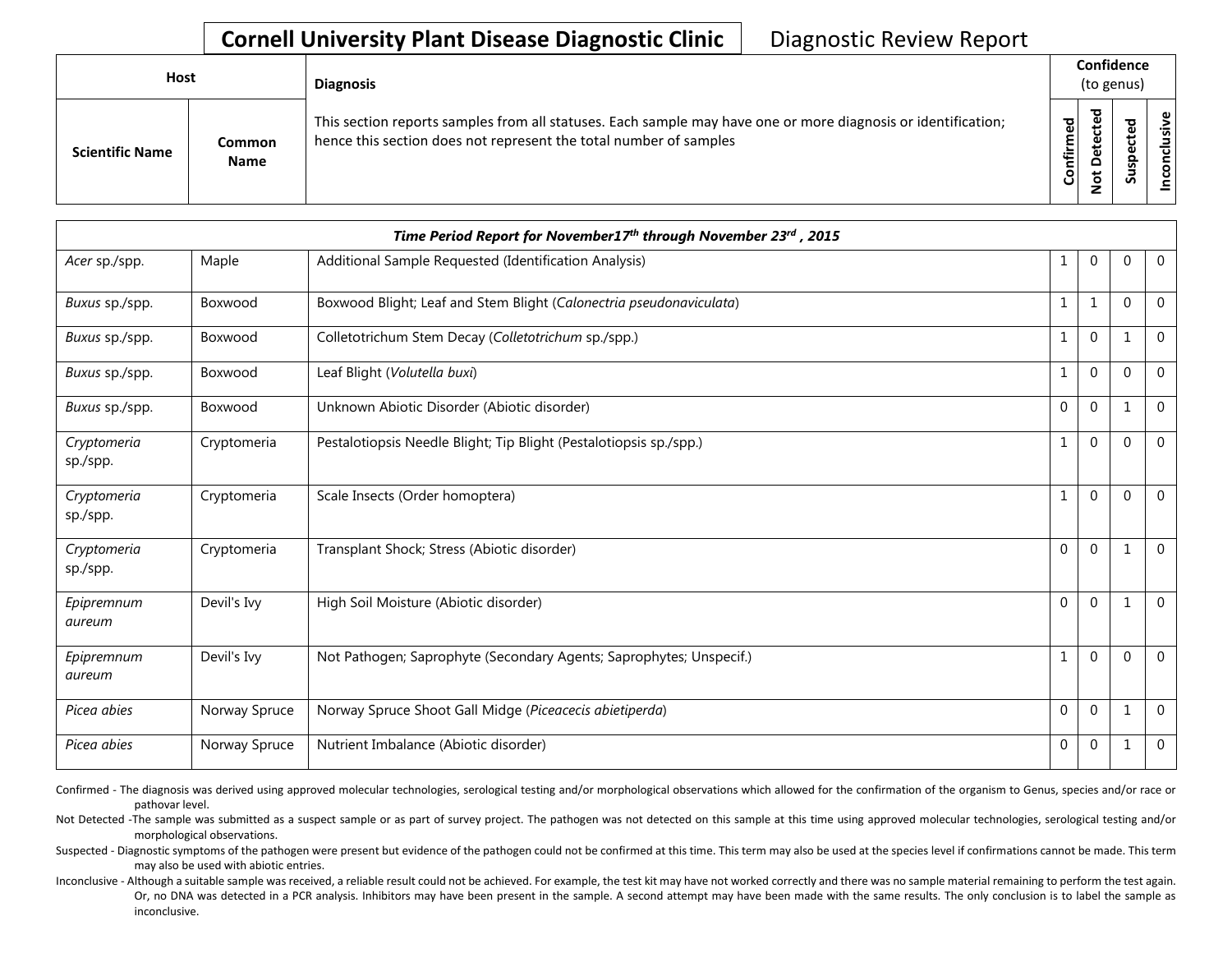# Cornell University Plant Disease Diagnostic Clinic

Diagnostic Review Report

| Host | | Diagnosis | Confidence (to genus) | | | |
|---|---|---|---|---|---|---|
| **Scientific Name** | **Common Name** | This section reports samples from all statuses. Each sample may have one or more diagnosis or identification; hence this section does not represent the total number of samples | **Confirmed** | **Not Detected** | **Suspected** | **Inconclusive** |

***Time Period Report for November17th through November 23rd , 2015***

| Scientific Name | Common Name | Diagnosis | Confirmed | Not Detected | Suspected | Inconclusive |
|---|---|---|---|---|---|---|
| *Acer* sp./spp. | Maple | Additional Sample Requested (Identification Analysis) | 1 | 0 | 0 | 0 |
| *Buxus* sp./spp. | Boxwood | Boxwood Blight; Leaf and Stem Blight (*Calonectria pseudonaviculata*) | 1 | 1 | 0 | 0 |
| *Buxus* sp./spp. | Boxwood | Colletotrichum Stem Decay (*Colletotrichum* sp./spp.) | 1 | 0 | 1 | 0 |
| *Buxus* sp./spp. | Boxwood | Leaf Blight (*Volutella buxi*) | 1 | 0 | 0 | 0 |
| *Buxus* sp./spp. | Boxwood | Unknown Abiotic Disorder (Abiotic disorder) | 0 | 0 | 1 | 0 |
| *Cryptomeria* sp./spp. | Cryptomeria | Pestalotiopsis Needle Blight; Tip Blight (Pestalotiopsis sp./spp.) | 1 | 0 | 0 | 0 |
| *Cryptomeria* sp./spp. | Cryptomeria | Scale Insects (Order homoptera) | 1 | 0 | 0 | 0 |
| *Cryptomeria* sp./spp. | Cryptomeria | Transplant Shock; Stress (Abiotic disorder) | 0 | 0 | 1 | 0 |
| *Epipremnum aureum* | Devil's Ivy | High Soil Moisture (Abiotic disorder) | 0 | 0 | 1 | 0 |
| *Epipremnum aureum* | Devil's Ivy | Not Pathogen; Saprophyte (Secondary Agents; Saprophytes; Unspecif.) | 1 | 0 | 0 | 0 |
| *Picea abies* | Norway Spruce | Norway Spruce Shoot Gall Midge (*Piceacecis abietiperda*) | 0 | 0 | 1 | 0 |
| *Picea abies* | Norway Spruce | Nutrient Imbalance (Abiotic disorder) | 0 | 0 | 1 | 0 |

Confirmed - The diagnosis was derived using approved molecular technologies, serological testing and/or morphological observations which allowed for the confirmation of the organism to Genus, species and/or race or pathovar level.

Not Detected -The sample was submitted as a suspect sample or as part of survey project. The pathogen was not detected on this sample at this time using approved molecular technologies, serological testing and/or morphological observations.

Suspected - Diagnostic symptoms of the pathogen were present but evidence of the pathogen could not be confirmed at this time. This term may also be used at the species level if confirmations cannot be made. This term may also be used with abiotic entries.

Inconclusive - Although a suitable sample was received, a reliable result could not be achieved. For example, the test kit may have not worked correctly and there was no sample material remaining to perform the test again. Or, no DNA was detected in a PCR analysis. Inhibitors may have been present in the sample. A second attempt may have been made with the same results. The only conclusion is to label the sample as inconclusive.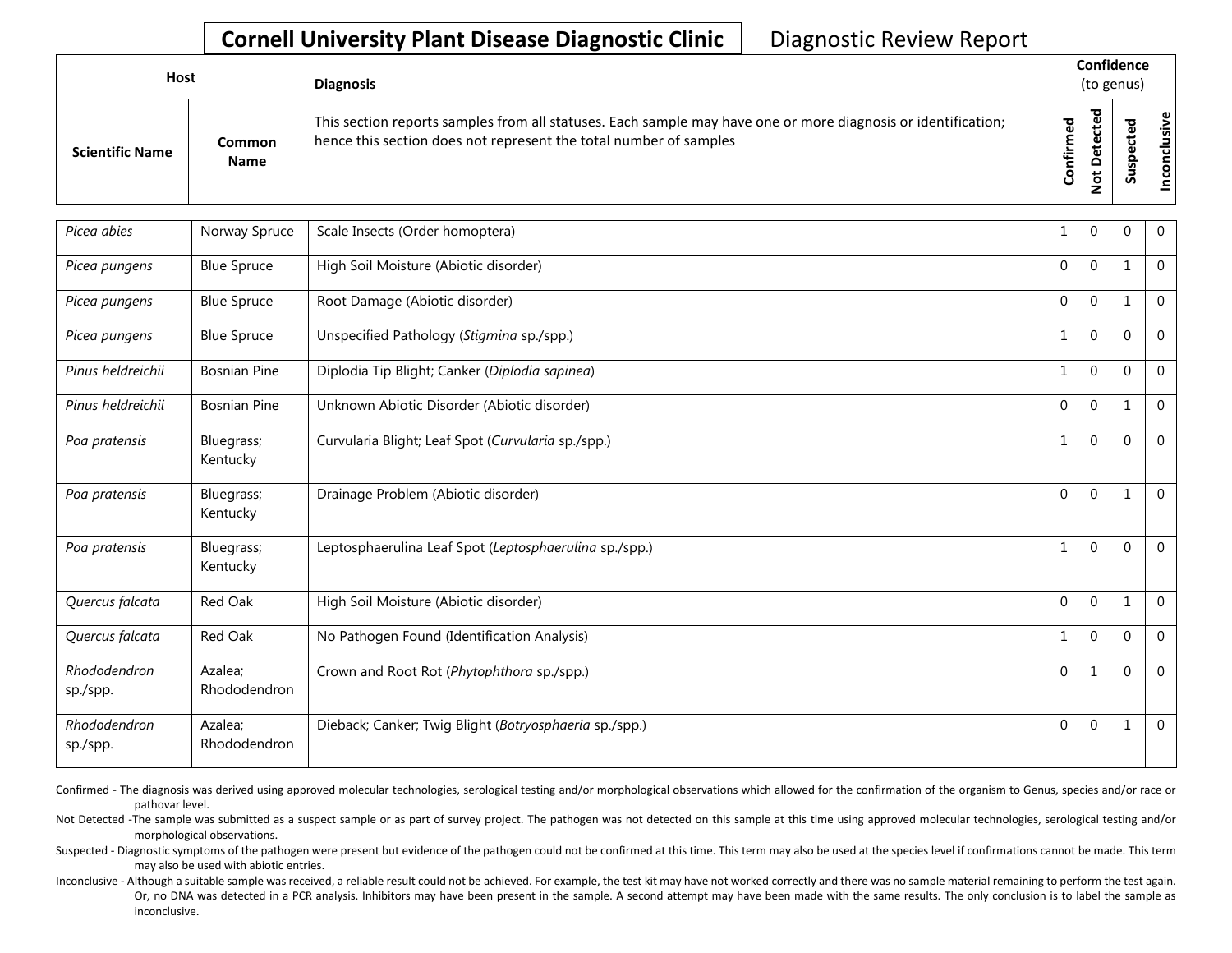**Cornell University Plant Disease Diagnostic Clinic** Diagnostic Review Report

| Host | | Diagnosis | Confidence (to genus) | | | |
|---|---|---|---|---|---|---|
| **Scientific Name** | **Common Name** | This section reports samples from all statuses. Each sample may have one or more diagnosis or identification; hence this section does not represent the total number of samples | **Confirmed** | **Not Detected** | **Suspected** | **Inconclusive** |
| *Picea abies* | Norway Spruce | Scale Insects (Order homoptera) | 1 | 0 | 0 | 0 |
| *Picea pungens* | Blue Spruce | High Soil Moisture (Abiotic disorder) | 0 | 0 | 1 | 0 |
| *Picea pungens* | Blue Spruce | Root Damage (Abiotic disorder) | 0 | 0 | 1 | 0 |
| *Picea pungens* | Blue Spruce | Unspecified Pathology (*Stigmina* sp./spp.) | 1 | 0 | 0 | 0 |
| *Pinus heldreichii* | Bosnian Pine | Diplodia Tip Blight; Canker (*Diplodia sapinea*) | 1 | 0 | 0 | 0 |
| *Pinus heldreichii* | Bosnian Pine | Unknown Abiotic Disorder (Abiotic disorder) | 0 | 0 | 1 | 0 |
| *Poa pratensis* | Bluegrass; Kentucky | Curvularia Blight; Leaf Spot (*Curvularia* sp./spp.) | 1 | 0 | 0 | 0 |
| *Poa pratensis* | Bluegrass; Kentucky | Drainage Problem (Abiotic disorder) | 0 | 0 | 1 | 0 |
| *Poa pratensis* | Bluegrass; Kentucky | Leptosphaerulina Leaf Spot (*Leptosphaerulina* sp./spp.) | 1 | 0 | 0 | 0 |
| *Quercus falcata* | Red Oak | High Soil Moisture (Abiotic disorder) | 0 | 0 | 1 | 0 |
| *Quercus falcata* | Red Oak | No Pathogen Found (Identification Analysis) | 1 | 0 | 0 | 0 |
| *Rhododendron* sp./spp. | Azalea; Rhododendron | Crown and Root Rot (*Phytophthora* sp./spp.) | 0 | 1 | 0 | 0 |
| *Rhododendron* sp./spp. | Azalea; Rhododendron | Dieback; Canker; Twig Blight (*Botryosphaeria* sp./spp.) | 0 | 0 | 1 | 0 |

Confirmed - The diagnosis was derived using approved molecular technologies, serological testing and/or morphological observations which allowed for the confirmation of the organism to Genus, species and/or race or pathovar level.

Not Detected -The sample was submitted as a suspect sample or as part of survey project. The pathogen was not detected on this sample at this time using approved molecular technologies, serological testing and/or morphological observations.

Suspected - Diagnostic symptoms of the pathogen were present but evidence of the pathogen could not be confirmed at this time. This term may also be used at the species level if confirmations cannot be made. This term may also be used with abiotic entries.

Inconclusive - Although a suitable sample was received, a reliable result could not be achieved. For example, the test kit may have not worked correctly and there was no sample material remaining to perform the test again. Or, no DNA was detected in a PCR analysis. Inhibitors may have been present in the sample. A second attempt may have been made with the same results. The only conclusion is to label the sample as inconclusive.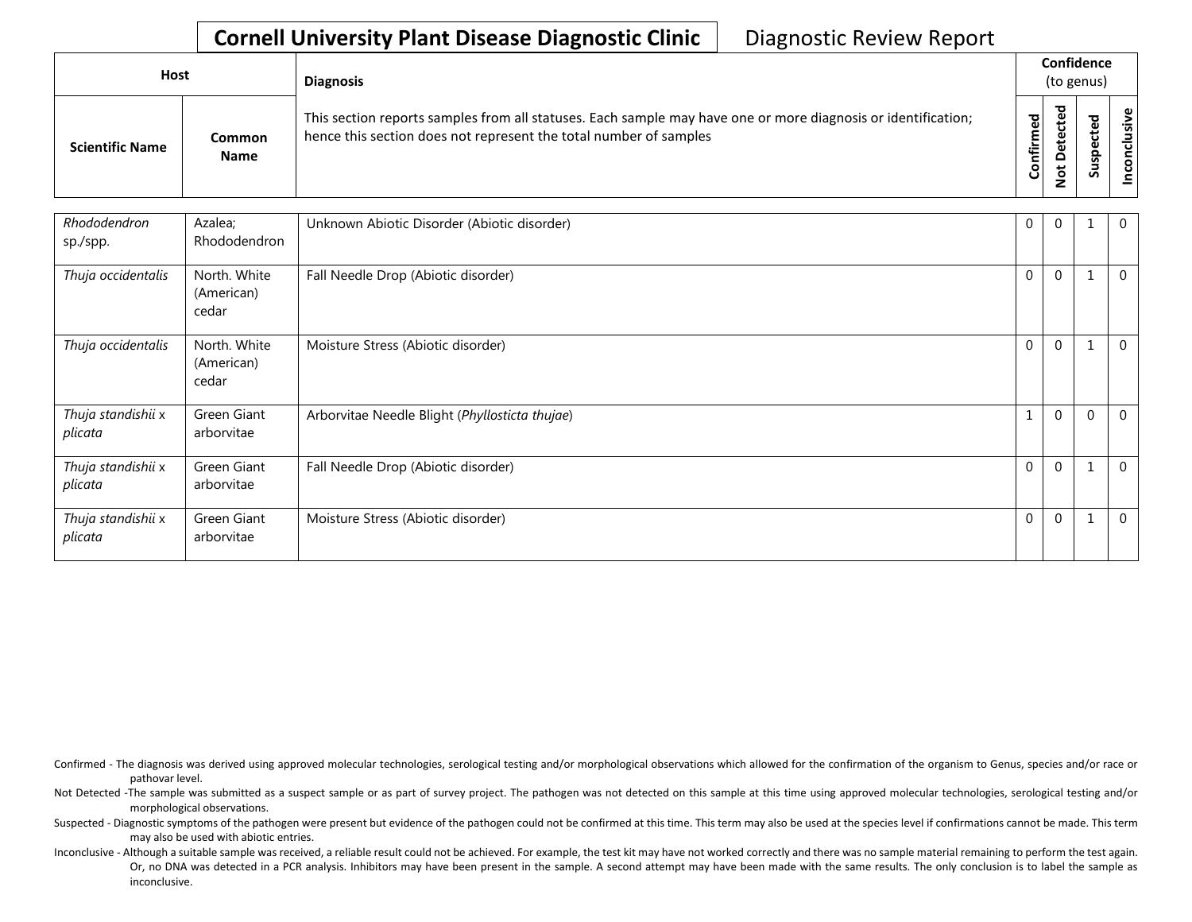Cornell University Plant Disease Diagnostic Clinic | Diagnostic Review Report

| Host | | Diagnosis | Confidence (to genus) | | | |
|---|---|---|---|---|---|---|
| Scientific Name | Common Name | This section reports samples from all statuses. Each sample may have one or more diagnosis or identification; hence this section does not represent the total number of samples | Confirmed | Not Detected | Suspected | Inconclusive |
| *Rhododendron* sp./spp. | Azalea; Rhododendron | Unknown Abiotic Disorder (Abiotic disorder) | 0 | 0 | 1 | 0 |
| *Thuja occidentalis* | North. White (American) cedar | Fall Needle Drop (Abiotic disorder) | 0 | 0 | 1 | 0 |
| *Thuja occidentalis* | North. White (American) cedar | Moisture Stress (Abiotic disorder) | 0 | 0 | 1 | 0 |
| *Thuja standishii* x *plicata* | Green Giant arborvitae | Arborvitae Needle Blight (*Phyllosticta thujae*) | 1 | 0 | 0 | 0 |
| *Thuja standishii* x *plicata* | Green Giant arborvitae | Fall Needle Drop (Abiotic disorder) | 0 | 0 | 1 | 0 |
| *Thuja standishii* x *plicata* | Green Giant arborvitae | Moisture Stress (Abiotic disorder) | 0 | 0 | 1 | 0 |

Confirmed - The diagnosis was derived using approved molecular technologies, serological testing and/or morphological observations which allowed for the confirmation of the organism to Genus, species and/or race or pathovar level.

Not Detected -The sample was submitted as a suspect sample or as part of survey project. The pathogen was not detected on this sample at this time using approved molecular technologies, serological testing and/or morphological observations.

Suspected - Diagnostic symptoms of the pathogen were present but evidence of the pathogen could not be confirmed at this time. This term may also be used at the species level if confirmations cannot be made. This term may also be used with abiotic entries.

Inconclusive - Although a suitable sample was received, a reliable result could not be achieved. For example, the test kit may have not worked correctly and there was no sample material remaining to perform the test again. Or, no DNA was detected in a PCR analysis. Inhibitors may have been present in the sample. A second attempt may have been made with the same results. The only conclusion is to label the sample as inconclusive.